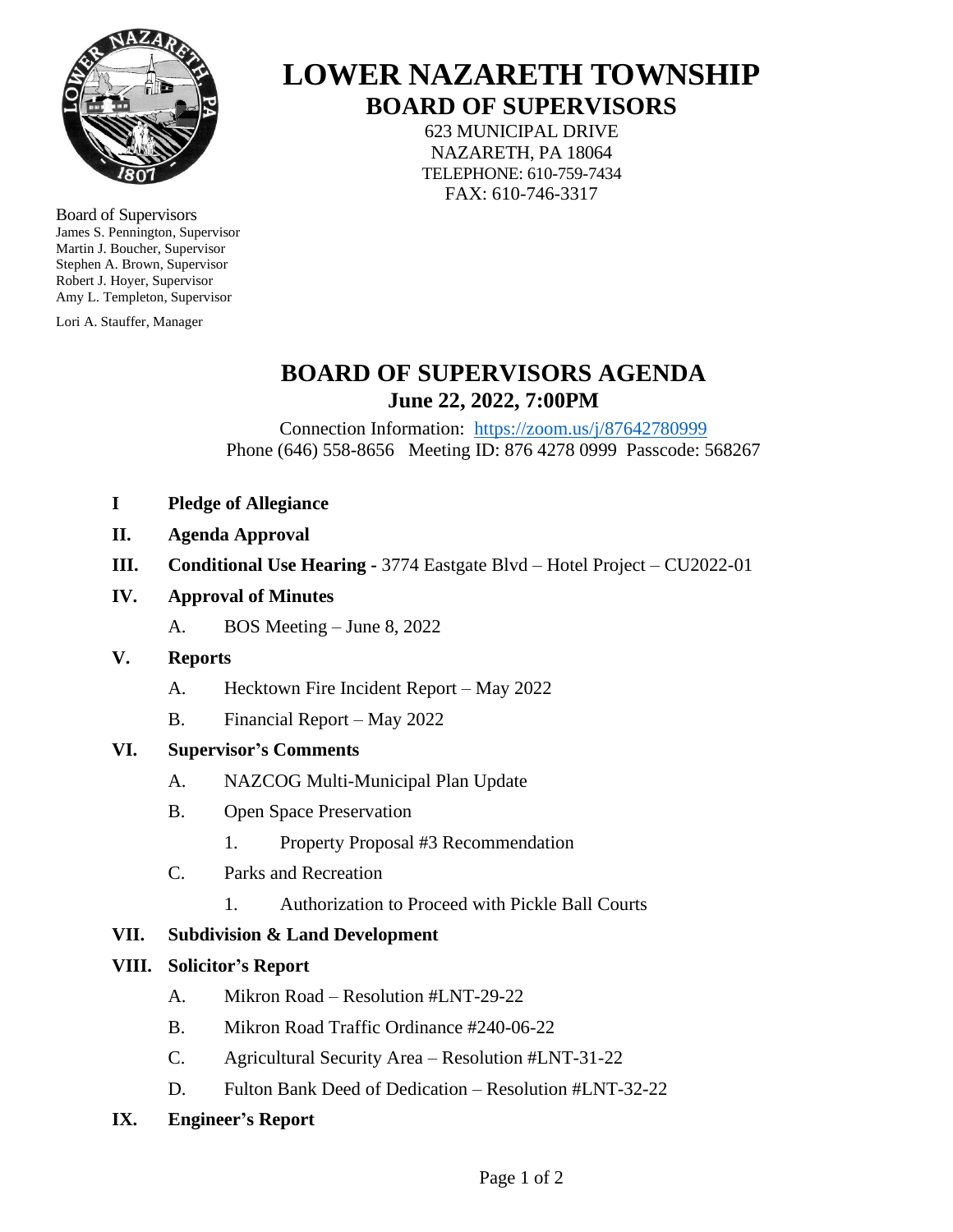# LOWER NAZARETH TOWNSHIP

## BOARD OF SUPERVISORS

623 MUNICIPAL DRIVE
NAZARETH, PA 18064
TELEPHONE: 610-759-7434
FAX: 610-746-3317

Board of Supervisors
James S. Pennington, Supervisor
Martin J. Boucher, Supervisor
Stephen A. Brown, Supervisor
Robert J. Hoyer, Supervisor
Amy L. Templeton, Supervisor

Lori A. Stauffer, Manager

## BOARD OF SUPERVISORS AGENDA

### June 22, 2022, 7:00PM

Connection Information: https://zoom.us/j/87642780999
Phone (646) 558-8656 Meeting ID: 876 4278 0999 Passcode: 568267

**I Pledge of Allegiance**

**II. Agenda Approval**

**III. Conditional Use Hearing -** 3774 Eastgate Blvd – Hotel Project – CU2022-01

**IV. Approval of Minutes**

A. BOS Meeting – June 8, 2022

**V. Reports**

A. Hecktown Fire Incident Report – May 2022

B. Financial Report – May 2022

**VI. Supervisor's Comments**

A. NAZCOG Multi-Municipal Plan Update

B. Open Space Preservation

1. Property Proposal #3 Recommendation

C. Parks and Recreation

1. Authorization to Proceed with Pickle Ball Courts

**VII. Subdivision & Land Development**

**VIII. Solicitor's Report**

A. Mikron Road – Resolution #LNT-29-22

B. Mikron Road Traffic Ordinance #240-06-22

C. Agricultural Security Area – Resolution #LNT-31-22

D. Fulton Bank Deed of Dedication – Resolution #LNT-32-22

**IX. Engineer's Report**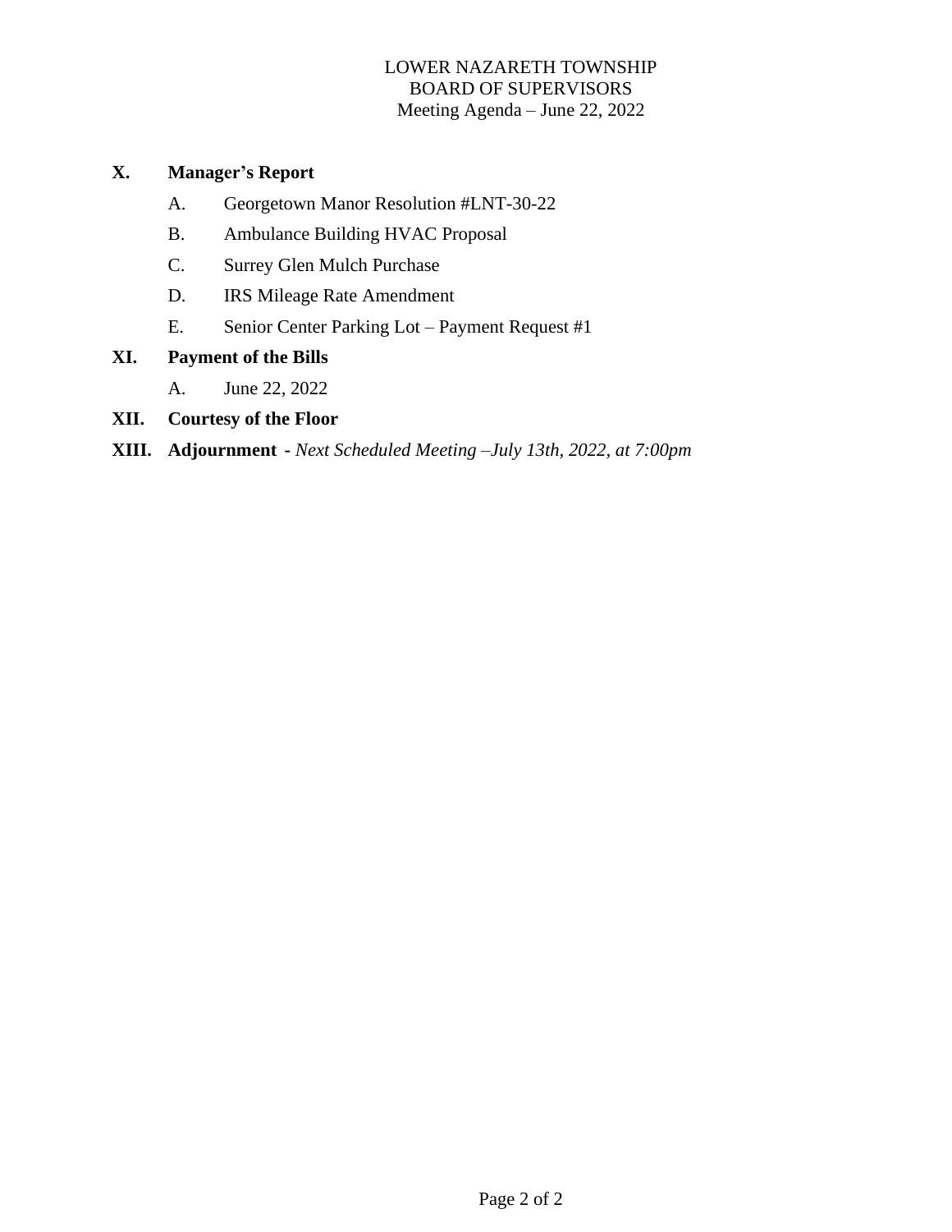LOWER NAZARETH TOWNSHIP
BOARD OF SUPERVISORS
Meeting Agenda – June 22, 2022

**X. Manager's Report**

A. Georgetown Manor Resolution #LNT-30-22

B. Ambulance Building HVAC Proposal

C. Surrey Glen Mulch Purchase

D. IRS Mileage Rate Amendment

E. Senior Center Parking Lot – Payment Request #1

**XI. Payment of the Bills**

A. June 22, 2022

**XII. Courtesy of the Floor**

**XIII. Adjournment** - *Next Scheduled Meeting –July 13th, 2022, at 7:00pm*